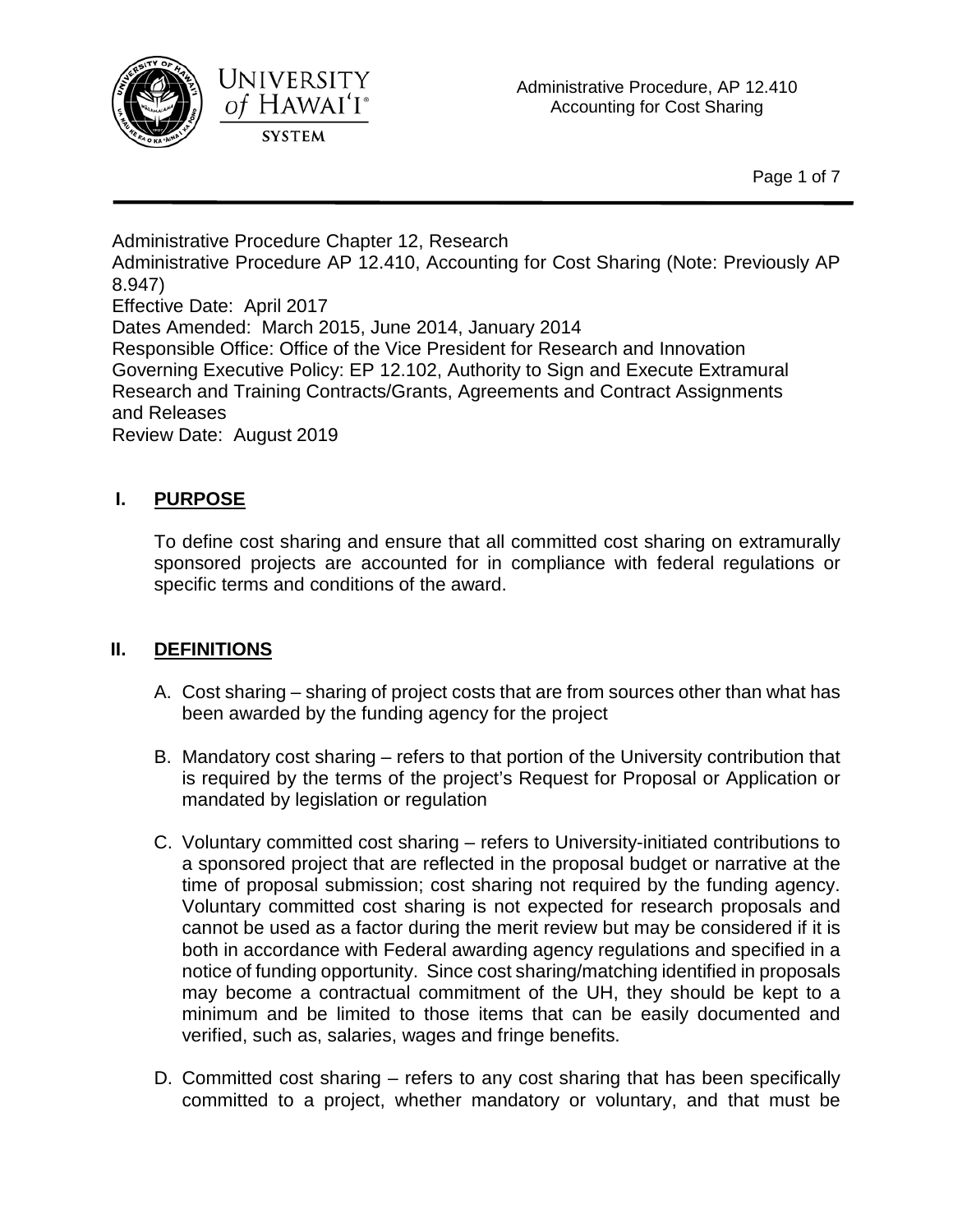Administrative Procedure Chapter 12, Research
Administrative Procedure AP 12.410, Accounting for Cost Sharing (Note: Previously AP 8.947)
Effective Date: April 2017
Dates Amended: March 2015, June 2014, January 2014
Responsible Office: Office of the Vice President for Research and Innovation
Governing Executive Policy: EP 12.102, Authority to Sign and Execute Extramural Research and Training Contracts/Grants, Agreements and Contract Assignments and Releases
Review Date: August 2019

## I. PURPOSE

To define cost sharing and ensure that all committed cost sharing on extramurally sponsored projects are accounted for in compliance with federal regulations or specific terms and conditions of the award.

## II. DEFINITIONS

A. Cost sharing – sharing of project costs that are from sources other than what has been awarded by the funding agency for the project

B. Mandatory cost sharing – refers to that portion of the University contribution that is required by the terms of the project's Request for Proposal or Application or mandated by legislation or regulation

C. Voluntary committed cost sharing – refers to University-initiated contributions to a sponsored project that are reflected in the proposal budget or narrative at the time of proposal submission; cost sharing not required by the funding agency. Voluntary committed cost sharing is not expected for research proposals and cannot be used as a factor during the merit review but may be considered if it is both in accordance with Federal awarding agency regulations and specified in a notice of funding opportunity. Since cost sharing/matching identified in proposals may become a contractual commitment of the UH, they should be kept to a minimum and be limited to those items that can be easily documented and verified, such as, salaries, wages and fringe benefits.

D. Committed cost sharing – refers to any cost sharing that has been specifically committed to a project, whether mandatory or voluntary, and that must be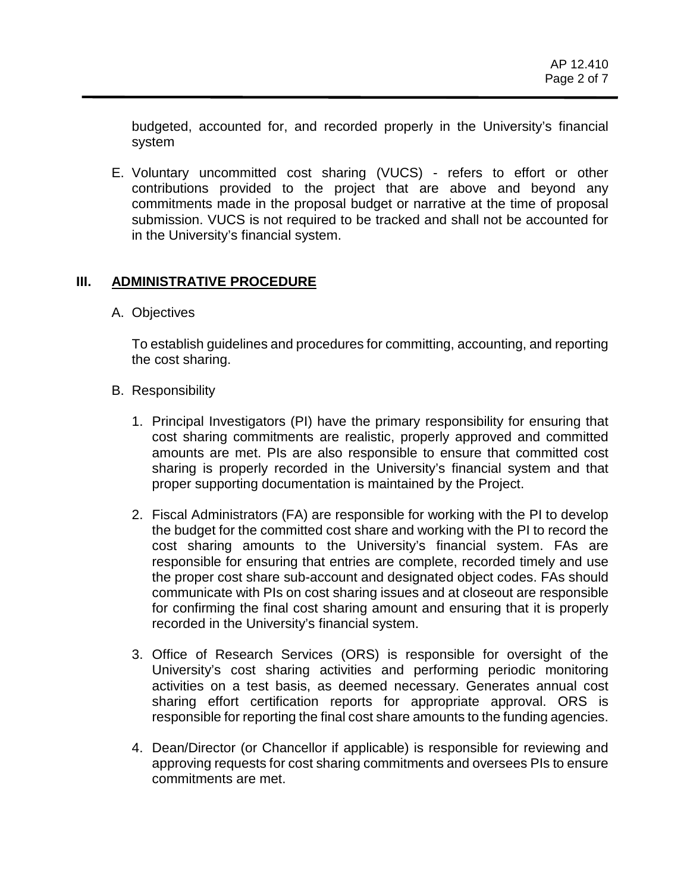budgeted, accounted for, and recorded properly in the University's financial system

E. Voluntary uncommitted cost sharing (VUCS) - refers to effort or other contributions provided to the project that are above and beyond any commitments made in the proposal budget or narrative at the time of proposal submission. VUCS is not required to be tracked and shall not be accounted for in the University's financial system.

## III. ADMINISTRATIVE PROCEDURE

A. Objectives

To establish guidelines and procedures for committing, accounting, and reporting the cost sharing.

B. Responsibility

1. Principal Investigators (PI) have the primary responsibility for ensuring that cost sharing commitments are realistic, properly approved and committed amounts are met. PIs are also responsible to ensure that committed cost sharing is properly recorded in the University's financial system and that proper supporting documentation is maintained by the Project.

2. Fiscal Administrators (FA) are responsible for working with the PI to develop the budget for the committed cost share and working with the PI to record the cost sharing amounts to the University's financial system. FAs are responsible for ensuring that entries are complete, recorded timely and use the proper cost share sub-account and designated object codes. FAs should communicate with PIs on cost sharing issues and at closeout are responsible for confirming the final cost sharing amount and ensuring that it is properly recorded in the University's financial system.

3. Office of Research Services (ORS) is responsible for oversight of the University's cost sharing activities and performing periodic monitoring activities on a test basis, as deemed necessary. Generates annual cost sharing effort certification reports for appropriate approval. ORS is responsible for reporting the final cost share amounts to the funding agencies.

4. Dean/Director (or Chancellor if applicable) is responsible for reviewing and approving requests for cost sharing commitments and oversees PIs to ensure commitments are met.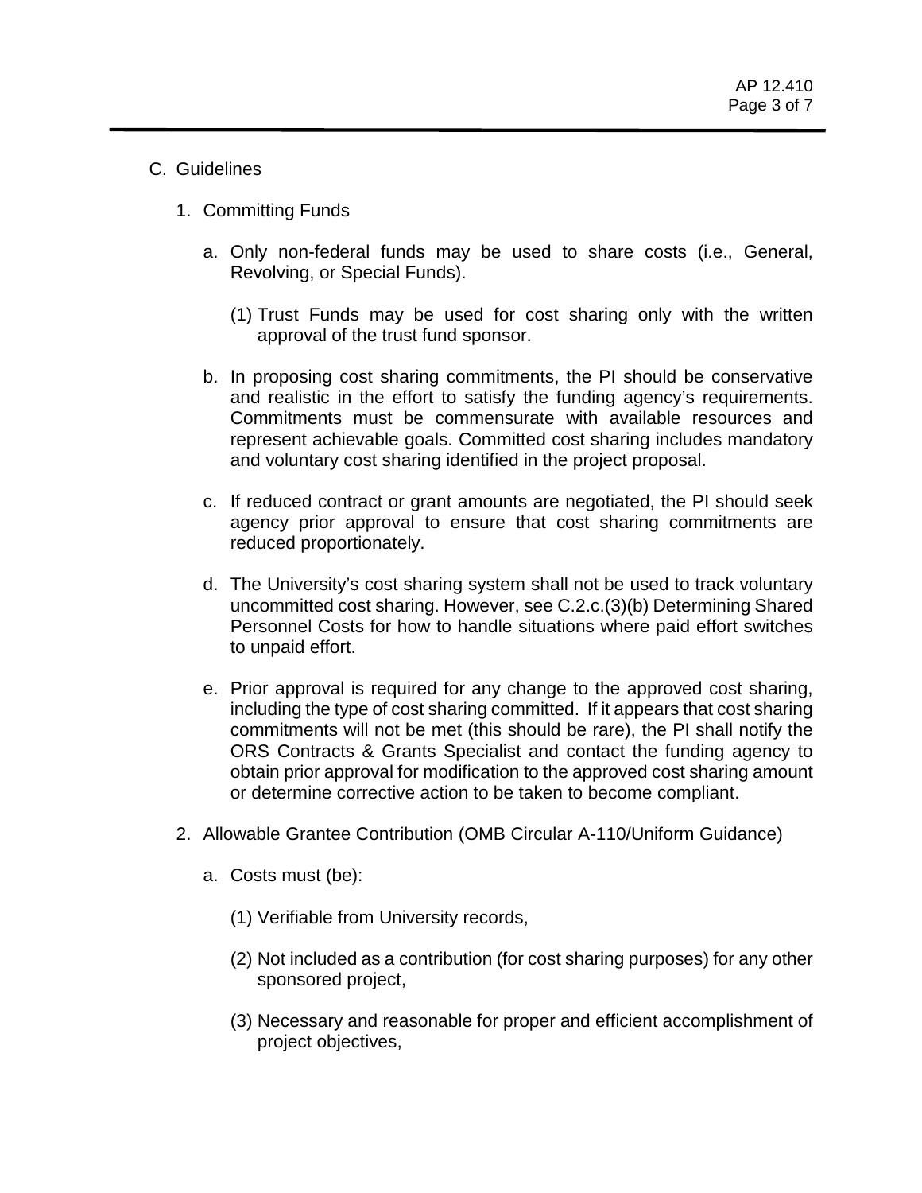C. Guidelines

1. Committing Funds

   a. Only non-federal funds may be used to share costs (i.e., General, Revolving, or Special Funds).

      (1) Trust Funds may be used for cost sharing only with the written approval of the trust fund sponsor.

   b. In proposing cost sharing commitments, the PI should be conservative and realistic in the effort to satisfy the funding agency's requirements. Commitments must be commensurate with available resources and represent achievable goals. Committed cost sharing includes mandatory and voluntary cost sharing identified in the project proposal.

   c. If reduced contract or grant amounts are negotiated, the PI should seek agency prior approval to ensure that cost sharing commitments are reduced proportionately.

   d. The University's cost sharing system shall not be used to track voluntary uncommitted cost sharing. However, see C.2.c.(3)(b) Determining Shared Personnel Costs for how to handle situations where paid effort switches to unpaid effort.

   e. Prior approval is required for any change to the approved cost sharing, including the type of cost sharing committed. If it appears that cost sharing commitments will not be met (this should be rare), the PI shall notify the ORS Contracts & Grants Specialist and contact the funding agency to obtain prior approval for modification to the approved cost sharing amount or determine corrective action to be taken to become compliant.

2. Allowable Grantee Contribution (OMB Circular A-110/Uniform Guidance)

   a. Costs must (be):

      (1) Verifiable from University records,

      (2) Not included as a contribution (for cost sharing purposes) for any other sponsored project,

      (3) Necessary and reasonable for proper and efficient accomplishment of project objectives,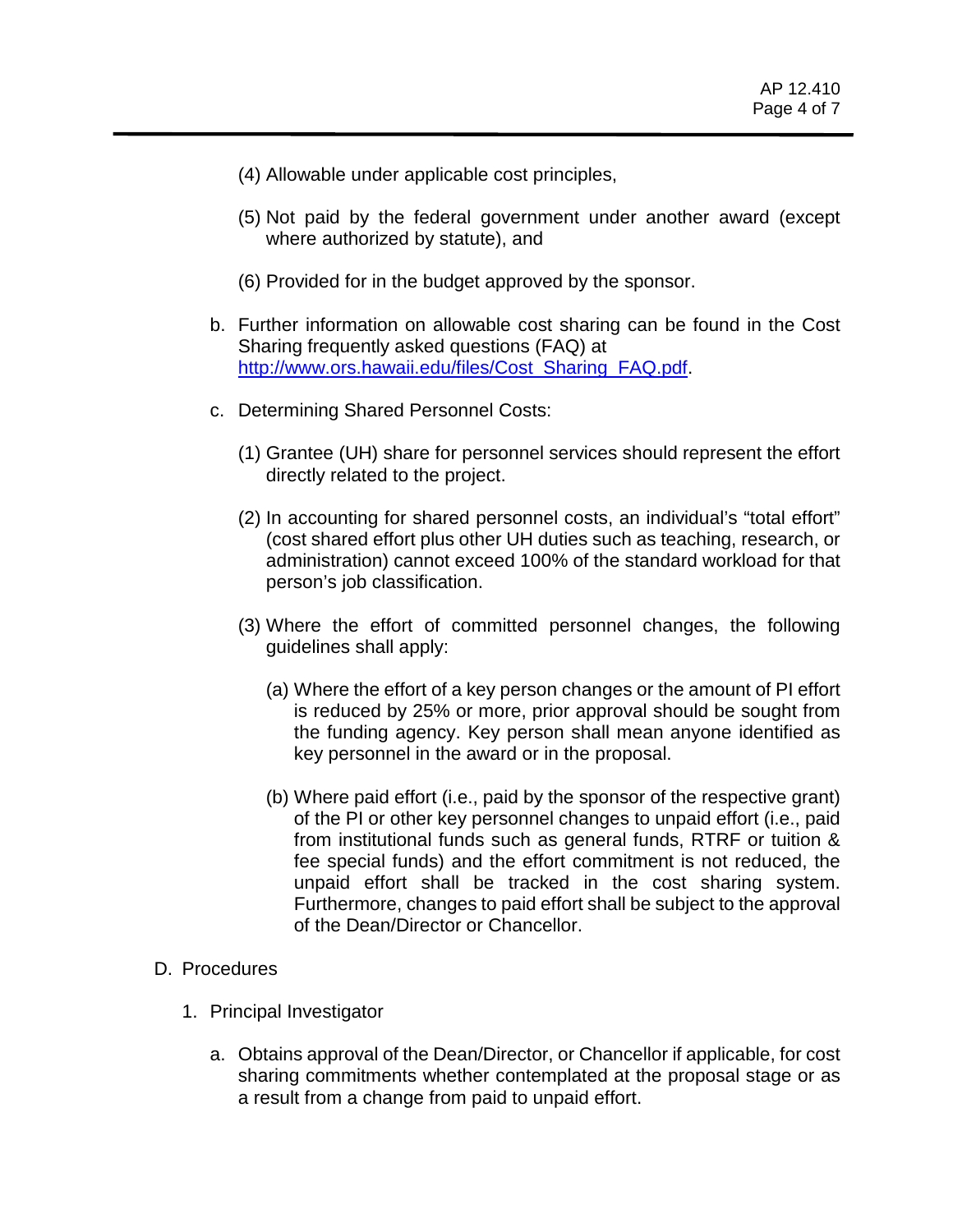(4) Allowable under applicable cost principles,

(5) Not paid by the federal government under another award (except where authorized by statute), and

(6) Provided for in the budget approved by the sponsor.

b. Further information on allowable cost sharing can be found in the Cost Sharing frequently asked questions (FAQ) at [http://www.ors.hawaii.edu/files/Cost_Sharing_FAQ.pdf](http://www.ors.hawaii.edu/files/Cost_Sharing_FAQ.pdf).

c. Determining Shared Personnel Costs:

(1) Grantee (UH) share for personnel services should represent the effort directly related to the project.

(2) In accounting for shared personnel costs, an individual's "total effort" (cost shared effort plus other UH duties such as teaching, research, or administration) cannot exceed 100% of the standard workload for that person's job classification.

(3) Where the effort of committed personnel changes, the following guidelines shall apply:

(a) Where the effort of a key person changes or the amount of PI effort is reduced by 25% or more, prior approval should be sought from the funding agency. Key person shall mean anyone identified as key personnel in the award or in the proposal.

(b) Where paid effort (i.e., paid by the sponsor of the respective grant) of the PI or other key personnel changes to unpaid effort (i.e., paid from institutional funds such as general funds, RTRF or tuition & fee special funds) and the effort commitment is not reduced, the unpaid effort shall be tracked in the cost sharing system. Furthermore, changes to paid effort shall be subject to the approval of the Dean/Director or Chancellor.

D. Procedures

1. Principal Investigator

a. Obtains approval of the Dean/Director, or Chancellor if applicable, for cost sharing commitments whether contemplated at the proposal stage or as a result from a change from paid to unpaid effort.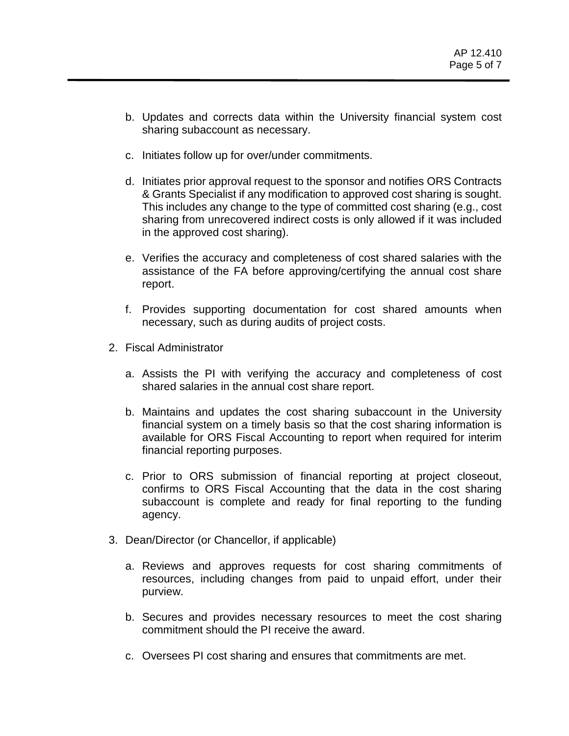b. Updates and corrects data within the University financial system cost sharing subaccount as necessary.

c. Initiates follow up for over/under commitments.

d. Initiates prior approval request to the sponsor and notifies ORS Contracts & Grants Specialist if any modification to approved cost sharing is sought. This includes any change to the type of committed cost sharing (e.g., cost sharing from unrecovered indirect costs is only allowed if it was included in the approved cost sharing).

e. Verifies the accuracy and completeness of cost shared salaries with the assistance of the FA before approving/certifying the annual cost share report.

f. Provides supporting documentation for cost shared amounts when necessary, such as during audits of project costs.

2. Fiscal Administrator

   a. Assists the PI with verifying the accuracy and completeness of cost shared salaries in the annual cost share report.

   b. Maintains and updates the cost sharing subaccount in the University financial system on a timely basis so that the cost sharing information is available for ORS Fiscal Accounting to report when required for interim financial reporting purposes.

   c. Prior to ORS submission of financial reporting at project closeout, confirms to ORS Fiscal Accounting that the data in the cost sharing subaccount is complete and ready for final reporting to the funding agency.

3. Dean/Director (or Chancellor, if applicable)

   a. Reviews and approves requests for cost sharing commitments of resources, including changes from paid to unpaid effort, under their purview.

   b. Secures and provides necessary resources to meet the cost sharing commitment should the PI receive the award.

   c. Oversees PI cost sharing and ensures that commitments are met.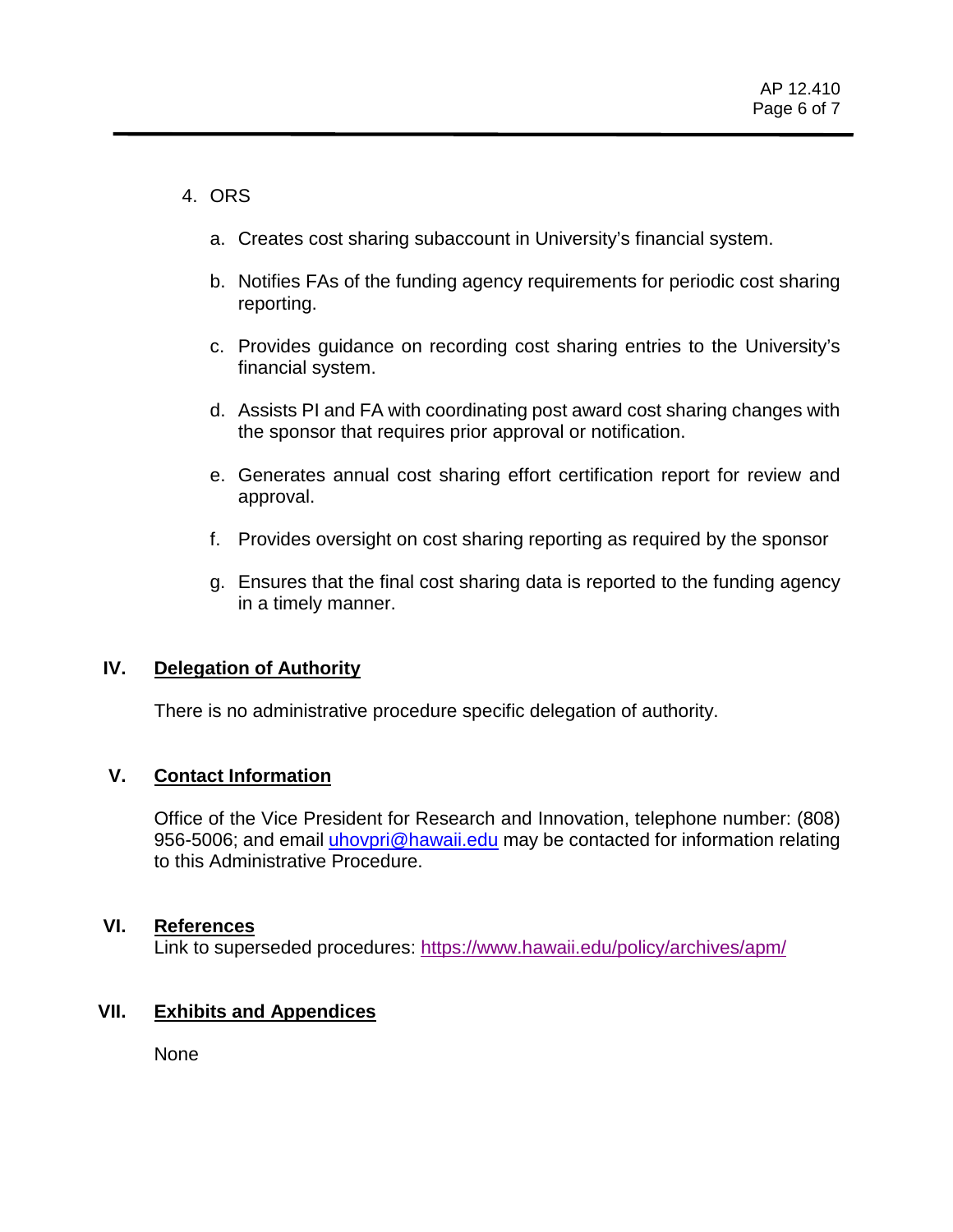4. ORS

   a. Creates cost sharing subaccount in University's financial system.

   b. Notifies FAs of the funding agency requirements for periodic cost sharing reporting.

   c. Provides guidance on recording cost sharing entries to the University's financial system.

   d. Assists PI and FA with coordinating post award cost sharing changes with the sponsor that requires prior approval or notification.

   e. Generates annual cost sharing effort certification report for review and approval.

   f. Provides oversight on cost sharing reporting as required by the sponsor

   g. Ensures that the final cost sharing data is reported to the funding agency in a timely manner.

## IV. Delegation of Authority

There is no administrative procedure specific delegation of authority.

## V. Contact Information

Office of the Vice President for Research and Innovation, telephone number: (808) 956-5006; and email uhovpri@hawaii.edu may be contacted for information relating to this Administrative Procedure.

## VI. References

Link to superseded procedures: https://www.hawaii.edu/policy/archives/apm/

## VII. Exhibits and Appendices

None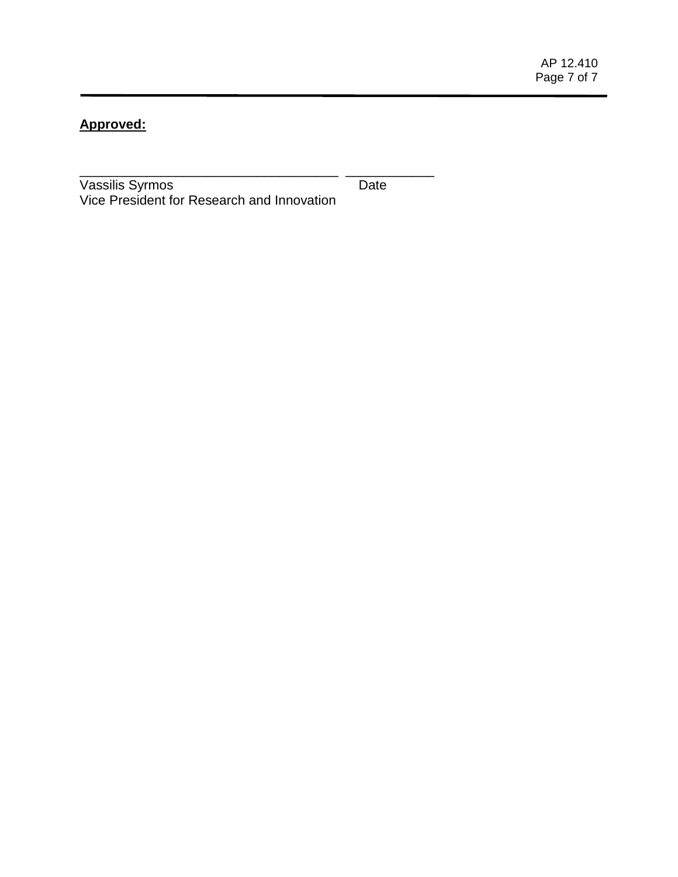**Approved:**

\_\_\_\_\_\_\_\_\_\_\_\_\_\_\_\_\_\_\_\_\_\_\_\_\_\_\_\_\_\_\_\_\_\_\_\_ \_\_\_\_\_\_\_\_\_\_\_\_

Vassilis Syrmos Date

Vice President for Research and Innovation